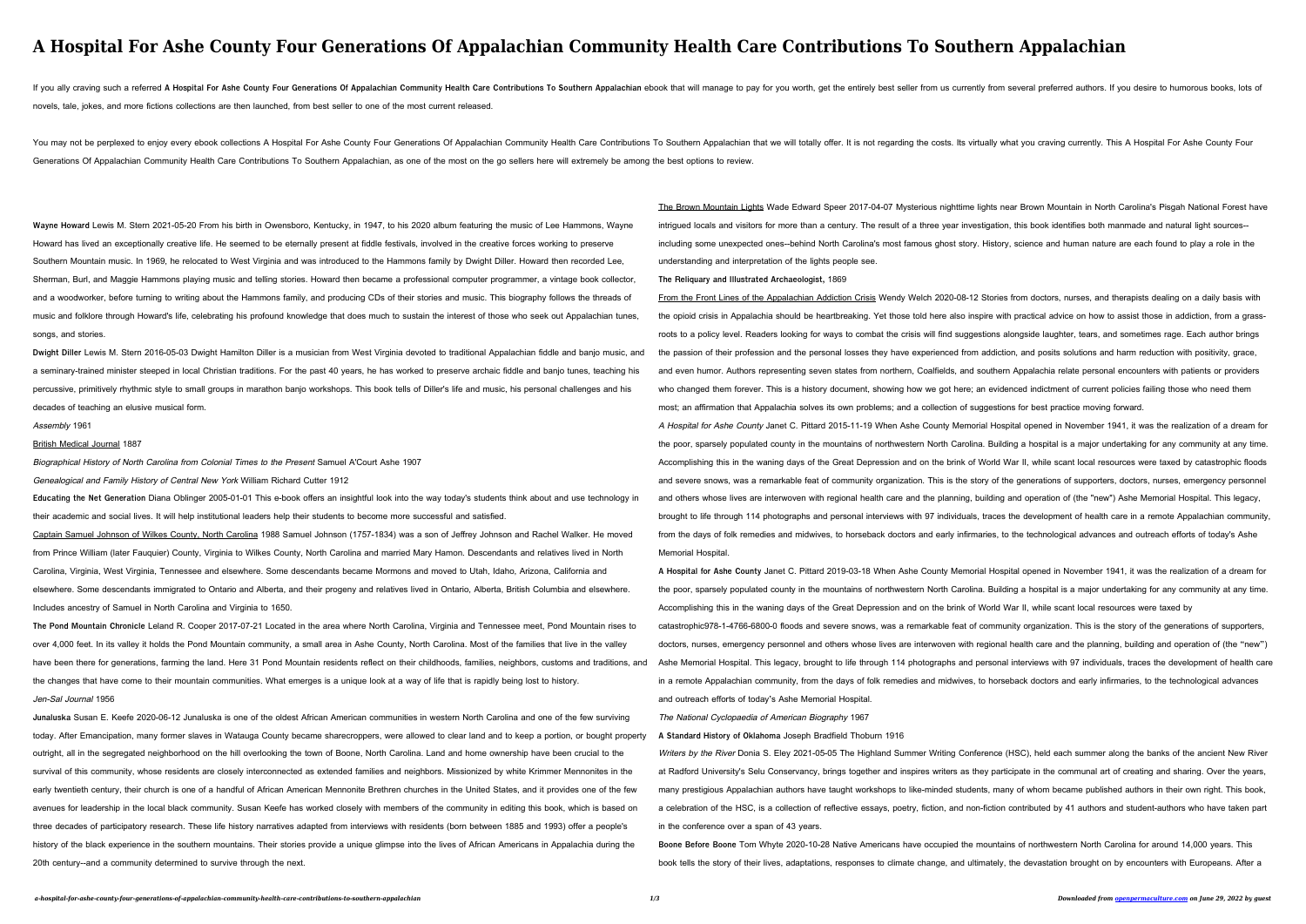# A Hospital For Ashe County Four Generations Of Appalachian Community Health Care Contributions To Southern Appalachian

If you ally craving such a referred **A Hospital For Ashe County Four Generations Of Appalachian Community Health Care Contributions To Southern Appalachian** ebook that will manage to pay for you worth, get the entirely best seller from us currently from several preferred authors. If you desire to humorous books, lots of novels, tale, jokes, and more fictions collections are then launched, from best seller to one of the most current released.

You may not be perplexed to enjoy every ebook collections A Hospital For Ashe County Four Generations Of Appalachian Community Health Care Contributions To Southern Appalachian that we will totally offer. It is not regarding the costs. Its virtually what you craving currently. This A Hospital For Ashe County Four Generations Of Appalachian Community Health Care Contributions To Southern Appalachian, as one of the most on the go sellers here will extremely be among the best options to review.

**Wayne Howard** Lewis M. Stern 2021-05-20 From his birth in Owensboro, Kentucky, in 1947, to his 2020 album featuring the music of Lee Hammons, Wayne Howard has lived an exceptionally creative life. He seemed to be eternally present at fiddle festivals, involved in the creative forces working to preserve Southern Mountain music. In 1969, he relocated to West Virginia and was introduced to the Hammons family by Dwight Diller. Howard then recorded Lee, Sherman, Burl, and Maggie Hammons playing music and telling stories. Howard then became a professional computer programmer, a vintage book collector, and a woodworker, before turning to writing about the Hammons family, and producing CDs of their stories and music. This biography follows the threads of music and folklore through Howard's life, celebrating his profound knowledge that does much to sustain the interest of those who seek out Appalachian tunes, songs, and stories.

**Dwight Diller** Lewis M. Stern 2016-05-03 Dwight Hamilton Diller is a musician from West Virginia devoted to traditional Appalachian fiddle and banjo music, and a seminary-trained minister steeped in local Christian traditions. For the past 40 years, he has worked to preserve archaic fiddle and banjo tunes, teaching his percussive, primitively rhythmic style to small groups in marathon banjo workshops. This book tells of Diller's life and music, his personal challenges and his decades of teaching an elusive musical form.

*Assembly* 1961

British Medical Journal 1887

*Biographical History of North Carolina from Colonial Times to the Present* Samuel A'Court Ashe 1907

*Genealogical and Family History of Central New York* William Richard Cutter 1912

**Educating the Net Generation** Diana Oblinger 2005-01-01 This e-book offers an insightful look into the way today's students think about and use technology in their academic and social lives. It will help institutional leaders help their students to become more successful and satisfied.

Captain Samuel Johnson of Wilkes County, North Carolina 1988 Samuel Johnson (1757-1834) was a son of Jeffrey Johnson and Rachel Walker. He moved from Prince William (later Fauquier) County, Virginia to Wilkes County, North Carolina and married Mary Hamon. Descendants and relatives lived in North Carolina, Virginia, West Virginia, Tennessee and elsewhere. Some descendants became Mormons and moved to Utah, Idaho, Arizona, California and elsewhere. Some descendants immigrated to Ontario and Alberta, and their progeny and relatives lived in Ontario, Alberta, British Columbia and elsewhere. Includes ancestry of Samuel in North Carolina and Virginia to 1650.

**The Pond Mountain Chronicle** Leland R. Cooper 2017-07-21 Located in the area where North Carolina, Virginia and Tennessee meet, Pond Mountain rises to over 4,000 feet. In its valley it holds the Pond Mountain community, a small area in Ashe County, North Carolina. Most of the families that live in the valley have been there for generations, farming the land. Here 31 Pond Mountain residents reflect on their childhoods, families, neighbors, customs and traditions, and the changes that have come to their mountain communities. What emerges is a unique look at a way of life that is rapidly being lost to history.

*Jen-Sal Journal* 1956

**Junaluska** Susan E. Keefe 2020-06-12 Junaluska is one of the oldest African American communities in western North Carolina and one of the few surviving today. After Emancipation, many former slaves in Watauga County became sharecroppers, were allowed to clear land and to keep a portion, or bought property outright, all in the segregated neighborhood on the hill overlooking the town of Boone, North Carolina. Land and home ownership have been crucial to the survival of this community, whose residents are closely interconnected as extended families and neighbors. Missionized by white Krimmer Mennonites in the early twentieth century, their church is one of a handful of African American Mennonite Brethren churches in the United States, and it provides one of the few avenues for leadership in the local black community. Susan Keefe has worked closely with members of the community in editing this book, which is based on three decades of participatory research. These life history narratives adapted from interviews with residents (born between 1885 and 1993) offer a people's history of the black experience in the southern mountains. Their stories provide a unique glimpse into the lives of African Americans in Appalachia during the 20th century--and a community determined to survive through the next.

The Brown Mountain Lights Wade Edward Speer 2017-04-07 Mysterious nighttime lights near Brown Mountain in North Carolina's Pisgah National Forest have intrigued locals and visitors for more than a century. The result of a three year investigation, this book identifies both manmade and natural light sources--including some unexpected ones--behind North Carolina's most famous ghost story. History, science and human nature are each found to play a role in the understanding and interpretation of the lights people see.

**The Reliquary and Illustrated Archaeologist,** 1869

From the Front Lines of the Appalachian Addiction Crisis Wendy Welch 2020-08-12 Stories from doctors, nurses, and therapists dealing on a daily basis with the opioid crisis in Appalachia should be heartbreaking. Yet those told here also inspire with practical advice on how to assist those in addiction, from a grass-roots to a policy level. Readers looking for ways to combat the crisis will find suggestions alongside laughter, tears, and sometimes rage. Each author brings the passion of their profession and the personal losses they have experienced from addiction, and posits solutions and harm reduction with positivity, grace, and even humor. Authors representing seven states from northern, Coalfields, and southern Appalachia relate personal encounters with patients or providers who changed them forever. This is a history document, showing how we got here; an evidenced indictment of current policies failing those who need them most; an affirmation that Appalachia solves its own problems; and a collection of suggestions for best practice moving forward.

*A Hospital for Ashe County* Janet C. Pittard 2015-11-19 When Ashe County Memorial Hospital opened in November 1941, it was the realization of a dream for the poor, sparsely populated county in the mountains of northwestern North Carolina. Building a hospital is a major undertaking for any community at any time. Accomplishing this in the waning days of the Great Depression and on the brink of World War II, while scant local resources were taxed by catastrophic floods and severe snows, was a remarkable feat of community organization. This is the story of the generations of supporters, doctors, nurses, emergency personnel and others whose lives are interwoven with regional health care and the planning, building and operation of (the "new") Ashe Memorial Hospital. This legacy, brought to life through 114 photographs and personal interviews with 97 individuals, traces the development of health care in a remote Appalachian community, from the days of folk remedies and midwives, to horseback doctors and early infirmaries, to the technological advances and outreach efforts of today's Ashe Memorial Hospital.

**A Hospital for Ashe County** Janet C. Pittard 2019-03-18 When Ashe County Memorial Hospital opened in November 1941, it was the realization of a dream for the poor, sparsely populated county in the mountains of northwestern North Carolina. Building a hospital is a major undertaking for any community at any time. Accomplishing this in the waning days of the Great Depression and on the brink of World War II, while scant local resources were taxed by catastrophic978-1-4766-6800-0 floods and severe snows, was a remarkable feat of community organization. This is the story of the generations of supporters, doctors, nurses, emergency personnel and others whose lives are interwoven with regional health care and the planning, building and operation of (the "new") Ashe Memorial Hospital. This legacy, brought to life through 114 photographs and personal interviews with 97 individuals, traces the development of health care in a remote Appalachian community, from the days of folk remedies and midwives, to horseback doctors and early infirmaries, to the technological advances and outreach efforts of today's Ashe Memorial Hospital.

*The National Cyclopaedia of American Biography* 1967

**A Standard History of Oklahoma** Joseph Bradfield Thoburn 1916

*Writers by the River* Donia S. Eley 2021-05-05 The Highland Summer Writing Conference (HSC), held each summer along the banks of the ancient New River at Radford University's Selu Conservancy, brings together and inspires writers as they participate in the communal art of creating and sharing. Over the years, many prestigious Appalachian authors have taught workshops to like-minded students, many of whom became published authors in their own right. This book, a celebration of the HSC, is a collection of reflective essays, poetry, fiction, and non-fiction contributed by 41 authors and student-authors who have taken part in the conference over a span of 43 years.

**Boone Before Boone** Tom Whyte 2020-10-28 Native Americans have occupied the mountains of northwestern North Carolina for around 14,000 years. This book tells the story of their lives, adaptations, responses to climate change, and ultimately, the devastation brought on by encounters with Europeans. After a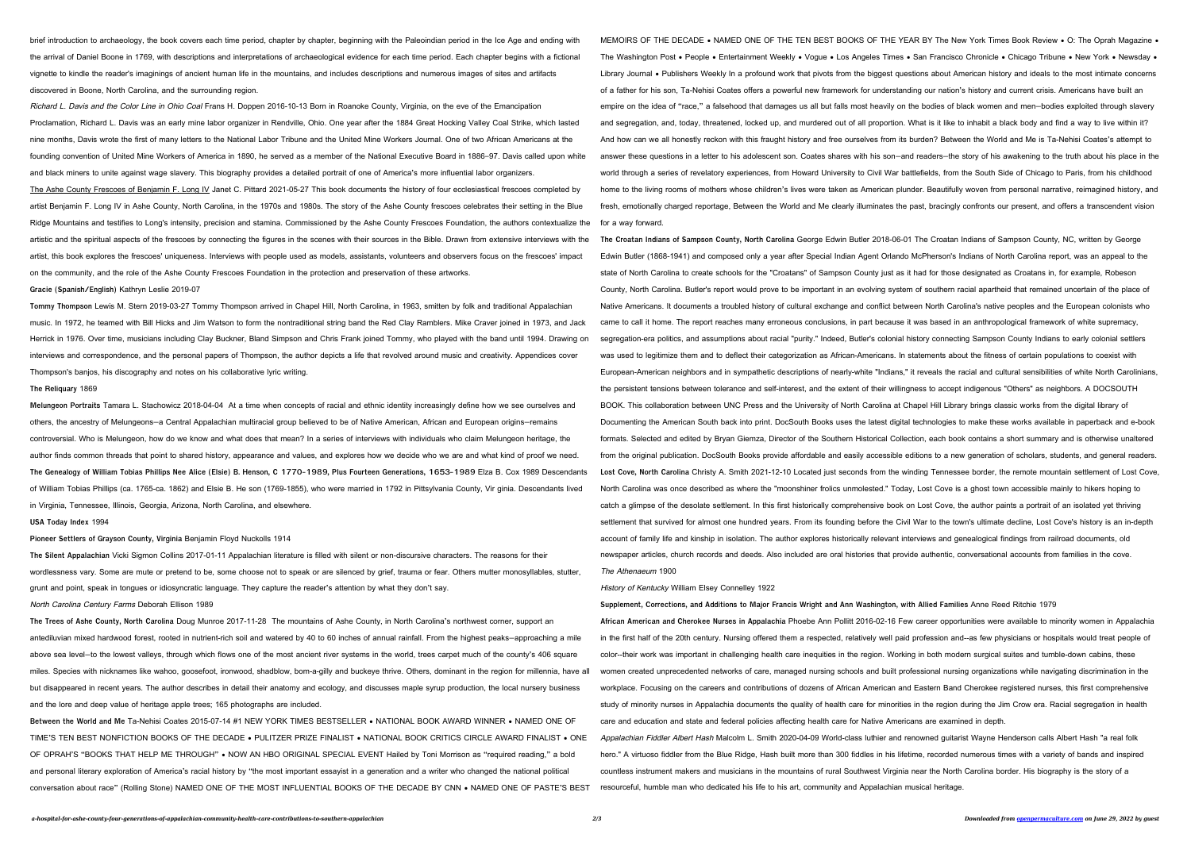brief introduction to archaeology, the book covers each time period, chapter by chapter, beginning with the Paleoindian period in the Ice Age and ending with the arrival of Daniel Boone in 1769, with descriptions and interpretations of archaeological evidence for each time period. Each chapter begins with a fictional vignette to kindle the reader's imaginings of ancient human life in the mountains, and includes descriptions and numerous images of sites and artifacts discovered in Boone, North Carolina, and the surrounding region.

*Richard L. Davis and the Color Line in Ohio Coal* Frans H. Doppen 2016-10-13 Born in Roanoke County, Virginia, on the eve of the Emancipation Proclamation, Richard L. Davis was an early mine labor organizer in Rendville, Ohio. One year after the 1884 Great Hocking Valley Coal Strike, which lasted nine months, Davis wrote the first of many letters to the National Labor Tribune and the United Mine Workers Journal. One of two African Americans at the founding convention of United Mine Workers of America in 1890, he served as a member of the National Executive Board in 1886–97. Davis called upon white and black miners to unite against wage slavery. This biography provides a detailed portrait of one of America's more influential labor organizers.

The Ashe County Frescoes of Benjamin F. Long IV Janet C. Pittard 2021-05-27 This book documents the history of four ecclesiastical frescoes completed by artist Benjamin F. Long IV in Ashe County, North Carolina, in the 1970s and 1980s. The story of the Ashe County frescoes celebrates their setting in the Blue Ridge Mountains and testifies to Long's intensity, precision and stamina. Commissioned by the Ashe County Frescoes Foundation, the authors contextualize the artistic and the spiritual aspects of the frescoes by connecting the figures in the scenes with their sources in the Bible. Drawn from extensive interviews with the artist, this book explores the frescoes' uniqueness. Interviews with people used as models, assistants, volunteers and observers focus on the frescoes' impact on the community, and the role of the Ashe County Frescoes Foundation in the protection and preservation of these artworks.

**Gracie (Spanish/English)** Kathryn Leslie 2019-07

**Tommy Thompson** Lewis M. Stern 2019-03-27 Tommy Thompson arrived in Chapel Hill, North Carolina, in 1963, smitten by folk and traditional Appalachian music. In 1972, he teamed with Bill Hicks and Jim Watson to form the nontraditional string band the Red Clay Ramblers. Mike Craver joined in 1973, and Jack Herrick in 1976. Over time, musicians including Clay Buckner, Bland Simpson and Chris Frank joined Tommy, who played with the band until 1994. Drawing on interviews and correspondence, and the personal papers of Thompson, the author depicts a life that revolved around music and creativity. Appendices cover Thompson's banjos, his discography and notes on his collaborative lyric writing.

**The Reliquary** 1869

**Melungeon Portraits** Tamara L. Stachowicz 2018-04-04 At a time when concepts of racial and ethnic identity increasingly define how we see ourselves and others, the ancestry of Melungeons—a Central Appalachian multiracial group believed to be of Native American, African and European origins—remains controversial. Who is Melungeon, how do we know and what does that mean? In a series of interviews with individuals who claim Melungeon heritage, the author finds common threads that point to shared history, appearance and values, and explores how we decide who we are and what kind of proof we need.

**The Genealogy of William Tobias Phillips Nee Alice (Elsie) B. Henson, C 1770-1989, Plus Fourteen Generations, 1653-1989** Elza B. Cox 1989 Descendants of William Tobias Phillips (ca. 1765-ca. 1862) and Elsie B. He son (1769-1855), who were married in 1792 in Pittsylvania County, Vir ginia. Descendants lived in Virginia, Tennessee, Illinois, Georgia, Arizona, North Carolina, and elsewhere.

**USA Today Index** 1994

**Pioneer Settlers of Grayson County, Virginia** Benjamin Floyd Nuckolls 1914

**The Silent Appalachian** Vicki Sigmon Collins 2017-01-11 Appalachian literature is filled with silent or non-discursive characters. The reasons for their wordlessness vary. Some are mute or pretend to be, some choose not to speak or are silenced by grief, trauma or fear. Others mutter monosyllables, stutter, grunt and point, speak in tongues or idiosyncratic language. They capture the reader's attention by what they don't say.

*North Carolina Century Farms* Deborah Ellison 1989

**The Trees of Ashe County, North Carolina** Doug Munroe 2017-11-28 The mountains of Ashe County, in North Carolina's northwest corner, support an antediluvian mixed hardwood forest, rooted in nutrient-rich soil and watered by 40 to 60 inches of annual rainfall. From the highest peaks—approaching a mile above sea level—to the lowest valleys, through which flows one of the most ancient river systems in the world, trees carpet much of the county's 406 square miles. Species with nicknames like wahoo, goosefoot, ironwood, shadblow, bom-a-gilly and buckeye thrive. Others, dominant in the region for millennia, have all but disappeared in recent years. The author describes in detail their anatomy and ecology, and discusses maple syrup production, the local nursery business and the lore and deep value of heritage apple trees; 165 photographs are included.

**Between the World and Me** Ta-Nehisi Coates 2015-07-14 #1 NEW YORK TIMES BESTSELLER • NATIONAL BOOK AWARD WINNER • NAMED ONE OF TIME'S TEN BEST NONFICTION BOOKS OF THE DECADE • PULITZER PRIZE FINALIST • NATIONAL BOOK CRITICS CIRCLE AWARD FINALIST • ONE OF OPRAH'S "BOOKS THAT HELP ME THROUGH" • NOW AN HBO ORIGINAL SPECIAL EVENT Hailed by Toni Morrison as "required reading," a bold and personal literary exploration of America's racial history by "the most important essayist in a generation and a writer who changed the national political conversation about race" (Rolling Stone) NAMED ONE OF THE MOST INFLUENTIAL BOOKS OF THE DECADE BY CNN • NAMED ONE OF PASTE'S BEST MEMOIRS OF THE DECADE • NAMED ONE OF THE TEN BEST BOOKS OF THE YEAR BY The New York Times Book Review • O: The Oprah Magazine • The Washington Post • People • Entertainment Weekly • Vogue • Los Angeles Times • San Francisco Chronicle • Chicago Tribune • New York • Newsday • Library Journal • Publishers Weekly In a profound work that pivots from the biggest questions about American history and ideals to the most intimate concerns of a father for his son, Ta-Nehisi Coates offers a powerful new framework for understanding our nation's history and current crisis. Americans have built an empire on the idea of "race," a falsehood that damages us all but falls most heavily on the bodies of black women and men—bodies exploited through slavery and segregation, and, today, threatened, locked up, and murdered out of all proportion. What is it like to inhabit a black body and find a way to live within it? And how can we all honestly reckon with this fraught history and free ourselves from its burden? Between the World and Me is Ta-Nehisi Coates's attempt to answer these questions in a letter to his adolescent son. Coates shares with his son—and readers—the story of his awakening to the truth about his place in the world through a series of revelatory experiences, from Howard University to Civil War battlefields, from the South Side of Chicago to Paris, from his childhood home to the living rooms of mothers whose children's lives were taken as American plunder. Beautifully woven from personal narrative, reimagined history, and fresh, emotionally charged reportage, Between the World and Me clearly illuminates the past, bracingly confronts our present, and offers a transcendent vision for a way forward.

**The Croatan Indians of Sampson County, North Carolina** George Edwin Butler 2018-06-01 The Croatan Indians of Sampson County, NC, written by George Edwin Butler (1868-1941) and composed only a year after Special Indian Agent Orlando McPherson's Indians of North Carolina report, was an appeal to the state of North Carolina to create schools for the "Croatans" of Sampson County just as it had for those designated as Croatans in, for example, Robeson County, North Carolina. Butler's report would prove to be important in an evolving system of southern racial apartheid that remained uncertain of the place of Native Americans. It documents a troubled history of cultural exchange and conflict between North Carolina's native peoples and the European colonists who came to call it home. The report reaches many erroneous conclusions, in part because it was based in an anthropological framework of white supremacy, segregation-era politics, and assumptions about racial "purity." Indeed, Butler's colonial history connecting Sampson County Indians to early colonial settlers was used to legitimize them and to deflect their categorization as African-Americans. In statements about the fitness of certain populations to coexist with European-American neighbors and in sympathetic descriptions of nearly-white "Indians," it reveals the racial and cultural sensibilities of white North Carolinians, the persistent tensions between tolerance and self-interest, and the extent of their willingness to accept indigenous "Others" as neighbors. A DOCSOUTH BOOK. This collaboration between UNC Press and the University of North Carolina at Chapel Hill Library brings classic works from the digital library of Documenting the American South back into print. DocSouth Books uses the latest digital technologies to make these works available in paperback and e-book formats. Selected and edited by Bryan Giemza, Director of the Southern Historical Collection, each book contains a short summary and is otherwise unaltered from the original publication. DocSouth Books provide affordable and easily accessible editions to a new generation of scholars, students, and general readers.

**Lost Cove, North Carolina** Christy A. Smith 2021-12-10 Located just seconds from the winding Tennessee border, the remote mountain settlement of Lost Cove, North Carolina was once described as where the "moonshiner frolics unmolested." Today, Lost Cove is a ghost town accessible mainly to hikers hoping to catch a glimpse of the desolate settlement. In this first historically comprehensive book on Lost Cove, the author paints a portrait of an isolated yet thriving settlement that survived for almost one hundred years. From its founding before the Civil War to the town's ultimate decline, Lost Cove's history is an in-depth account of family life and kinship in isolation. The author explores historically relevant interviews and genealogical findings from railroad documents, old newspaper articles, church records and deeds. Also included are oral histories that provide authentic, conversational accounts from families in the cove.

*The Athenaeum* 1900

*History of Kentucky* William Elsey Connelley 1922

**Supplement, Corrections, and Additions to Major Francis Wright and Ann Washington, with Allied Families** Anne Reed Ritchie 1979

**African American and Cherokee Nurses in Appalachia** Phoebe Ann Pollitt 2016-02-16 Few career opportunities were available to minority women in Appalachia in the first half of the 20th century. Nursing offered them a respected, relatively well paid profession and--as few physicians or hospitals would treat people of color--their work was important in challenging health care inequities in the region. Working in both modern surgical suites and tumble-down cabins, these women created unprecedented networks of care, managed nursing schools and built professional nursing organizations while navigating discrimination in the workplace. Focusing on the careers and contributions of dozens of African American and Eastern Band Cherokee registered nurses, this first comprehensive study of minority nurses in Appalachia documents the quality of health care for minorities in the region during the Jim Crow era. Racial segregation in health care and education and state and federal policies affecting health care for Native Americans are examined in depth.

*Appalachian Fiddler Albert Hash* Malcolm L. Smith 2020-04-09 World-class luthier and renowned guitarist Wayne Henderson calls Albert Hash "a real folk hero." A virtuoso fiddler from the Blue Ridge, Hash built more than 300 fiddles in his lifetime, recorded numerous times with a variety of bands and inspired countless instrument makers and musicians in the mountains of rural Southwest Virginia near the North Carolina border. His biography is the story of a resourceful, humble man who dedicated his life to his art, community and Appalachian musical heritage.